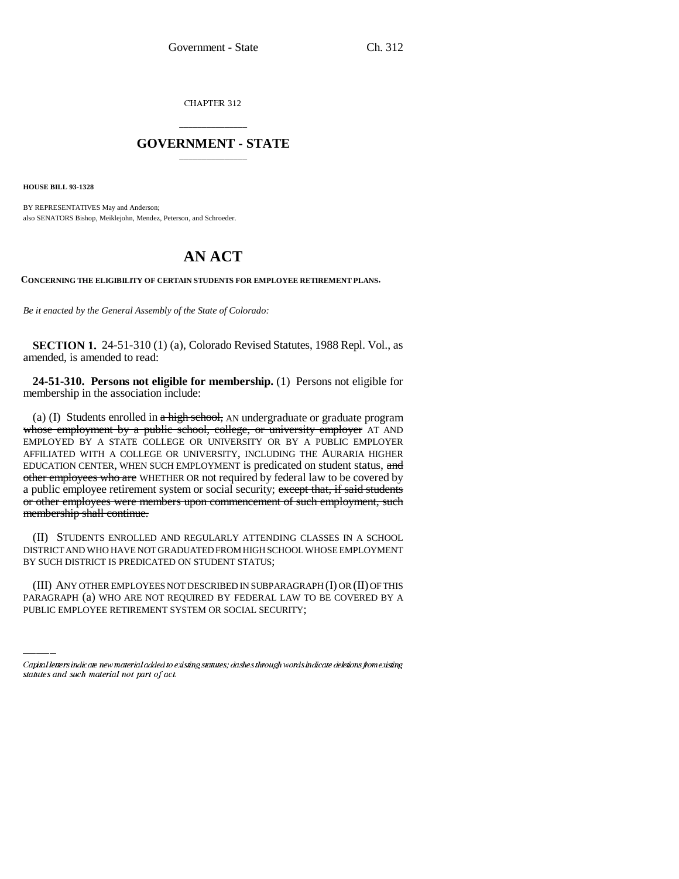CHAPTER 312

## GOVERNMENT - STATE

**HOUSE BILL 93-1328**

BY REPRESENTATIVES May and Anderson;
also SENATORS Bishop, Meiklejohn, Mendez, Peterson, and Schroeder.

# AN ACT

**CONCERNING THE ELIGIBILITY OF CERTAIN STUDENTS FOR EMPLOYEE RETIREMENT PLANS.**

*Be it enacted by the General Assembly of the State of Colorado:*

**SECTION 1.** 24-51-310 (1) (a), Colorado Revised Statutes, 1988 Repl. Vol., as amended, is amended to read:

**24-51-310. Persons not eligible for membership.** (1) Persons not eligible for membership in the association include:

(a) (I) Students enrolled in ~~a high school,~~ AN undergraduate or graduate program ~~whose employment by a public school, college, or university employer~~ AT AND EMPLOYED BY A STATE COLLEGE OR UNIVERSITY OR BY A PUBLIC EMPLOYER AFFILIATED WITH A COLLEGE OR UNIVERSITY, INCLUDING THE AURARIA HIGHER EDUCATION CENTER, WHEN SUCH EMPLOYMENT is predicated on student status, ~~and other employees who are~~ WHETHER OR not required by federal law to be covered by a public employee retirement system or social security; ~~except that, if said students or other employees were members upon commencement of such employment, such membership shall continue.~~

(II) STUDENTS ENROLLED AND REGULARLY ATTENDING CLASSES IN A SCHOOL DISTRICT AND WHO HAVE NOT GRADUATED FROM HIGH SCHOOL WHOSE EMPLOYMENT BY SUCH DISTRICT IS PREDICATED ON STUDENT STATUS;

(III) ANY OTHER EMPLOYEES NOT DESCRIBED IN SUBPARAGRAPH (I) OR (II) OF THIS PARAGRAPH (a) WHO ARE NOT REQUIRED BY FEDERAL LAW TO BE COVERED BY A PUBLIC EMPLOYEE RETIREMENT SYSTEM OR SOCIAL SECURITY;

Capital letters indicate new material added to existing statutes; dashes through words indicate deletions from existing statutes and such material not part of act.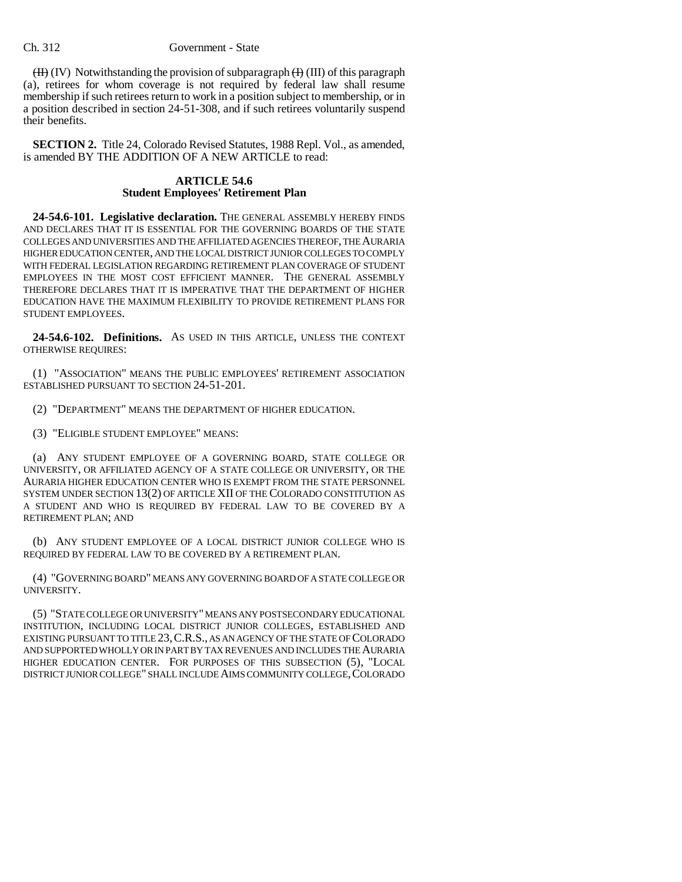~~(II)~~ (IV) Notwithstanding the provision of subparagraph ~~(I)~~ (III) of this paragraph (a), retirees for whom coverage is not required by federal law shall resume membership if such retirees return to work in a position subject to membership, or in a position described in section 24-51-308, and if such retirees voluntarily suspend their benefits.

**SECTION 2.** Title 24, Colorado Revised Statutes, 1988 Repl. Vol., as amended, is amended BY THE ADDITION OF A NEW ARTICLE to read:

## ARTICLE 54.6
## Student Employees' Retirement Plan

**24-54.6-101. Legislative declaration.** THE GENERAL ASSEMBLY HEREBY FINDS AND DECLARES THAT IT IS ESSENTIAL FOR THE GOVERNING BOARDS OF THE STATE COLLEGES AND UNIVERSITIES AND THE AFFILIATED AGENCIES THEREOF, THE AURARIA HIGHER EDUCATION CENTER, AND THE LOCAL DISTRICT JUNIOR COLLEGES TO COMPLY WITH FEDERAL LEGISLATION REGARDING RETIREMENT PLAN COVERAGE OF STUDENT EMPLOYEES IN THE MOST COST EFFICIENT MANNER. THE GENERAL ASSEMBLY THEREFORE DECLARES THAT IT IS IMPERATIVE THAT THE DEPARTMENT OF HIGHER EDUCATION HAVE THE MAXIMUM FLEXIBILITY TO PROVIDE RETIREMENT PLANS FOR STUDENT EMPLOYEES.

**24-54.6-102. Definitions.** AS USED IN THIS ARTICLE, UNLESS THE CONTEXT OTHERWISE REQUIRES:

(1) "ASSOCIATION" MEANS THE PUBLIC EMPLOYEES' RETIREMENT ASSOCIATION ESTABLISHED PURSUANT TO SECTION 24-51-201.

(2) "DEPARTMENT" MEANS THE DEPARTMENT OF HIGHER EDUCATION.

(3) "ELIGIBLE STUDENT EMPLOYEE" MEANS:

(a) ANY STUDENT EMPLOYEE OF A GOVERNING BOARD, STATE COLLEGE OR UNIVERSITY, OR AFFILIATED AGENCY OF A STATE COLLEGE OR UNIVERSITY, OR THE AURARIA HIGHER EDUCATION CENTER WHO IS EXEMPT FROM THE STATE PERSONNEL SYSTEM UNDER SECTION 13(2) OF ARTICLE XII OF THE COLORADO CONSTITUTION AS A STUDENT AND WHO IS REQUIRED BY FEDERAL LAW TO BE COVERED BY A RETIREMENT PLAN; AND

(b) ANY STUDENT EMPLOYEE OF A LOCAL DISTRICT JUNIOR COLLEGE WHO IS REQUIRED BY FEDERAL LAW TO BE COVERED BY A RETIREMENT PLAN.

(4) "GOVERNING BOARD" MEANS ANY GOVERNING BOARD OF A STATE COLLEGE OR UNIVERSITY.

(5) "STATE COLLEGE OR UNIVERSITY" MEANS ANY POSTSECONDARY EDUCATIONAL INSTITUTION, INCLUDING LOCAL DISTRICT JUNIOR COLLEGES, ESTABLISHED AND EXISTING PURSUANT TO TITLE 23, C.R.S., AS AN AGENCY OF THE STATE OF COLORADO AND SUPPORTED WHOLLY OR IN PART BY TAX REVENUES AND INCLUDES THE AURARIA HIGHER EDUCATION CENTER. FOR PURPOSES OF THIS SUBSECTION (5), "LOCAL DISTRICT JUNIOR COLLEGE" SHALL INCLUDE AIMS COMMUNITY COLLEGE, COLORADO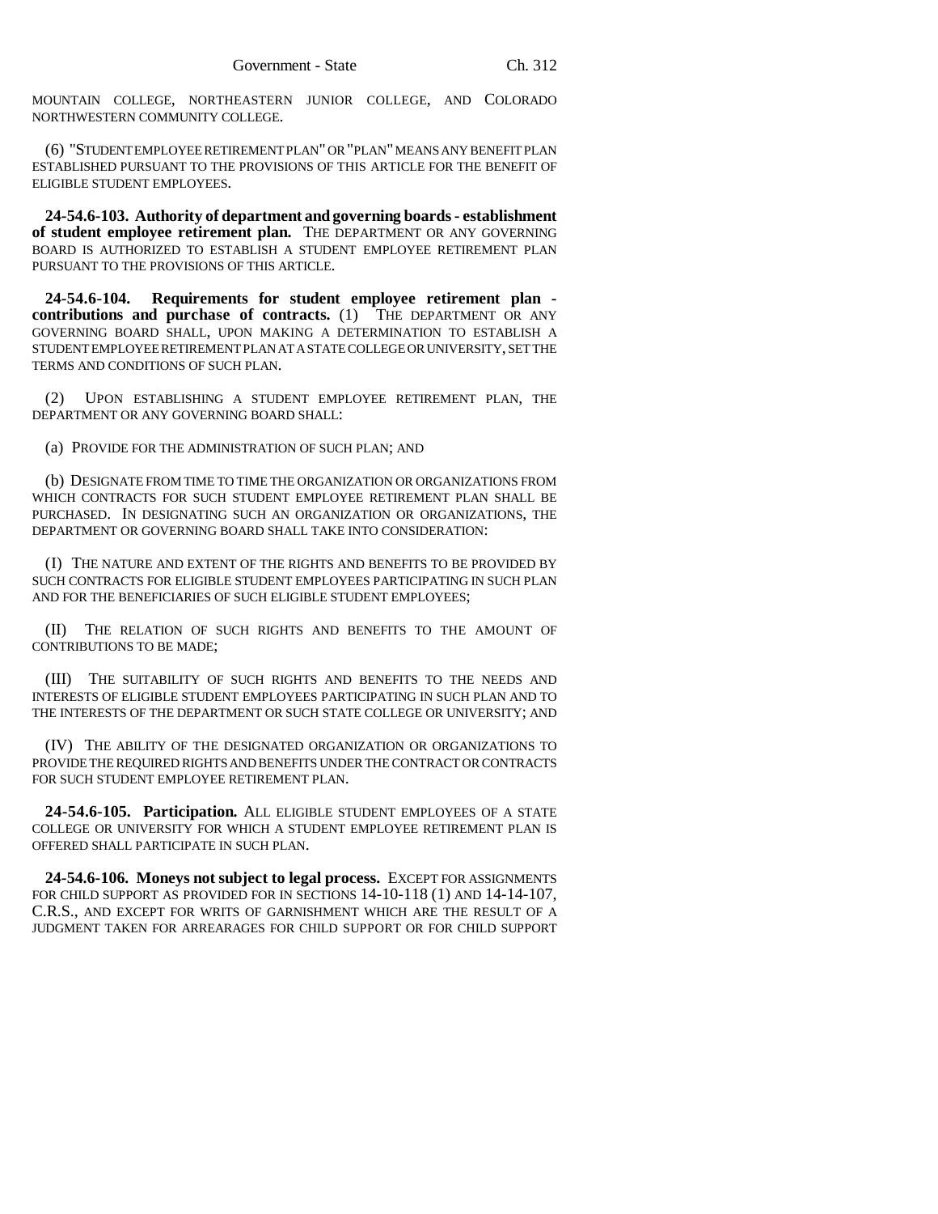MOUNTAIN COLLEGE, NORTHEASTERN JUNIOR COLLEGE, AND COLORADO NORTHWESTERN COMMUNITY COLLEGE.

(6) "STUDENT EMPLOYEE RETIREMENT PLAN" OR "PLAN" MEANS ANY BENEFIT PLAN ESTABLISHED PURSUANT TO THE PROVISIONS OF THIS ARTICLE FOR THE BENEFIT OF ELIGIBLE STUDENT EMPLOYEES.

**24-54.6-103. Authority of department and governing boards - establishment of student employee retirement plan.** THE DEPARTMENT OR ANY GOVERNING BOARD IS AUTHORIZED TO ESTABLISH A STUDENT EMPLOYEE RETIREMENT PLAN PURSUANT TO THE PROVISIONS OF THIS ARTICLE.

**24-54.6-104. Requirements for student employee retirement plan - contributions and purchase of contracts.** (1) THE DEPARTMENT OR ANY GOVERNING BOARD SHALL, UPON MAKING A DETERMINATION TO ESTABLISH A STUDENT EMPLOYEE RETIREMENT PLAN AT A STATE COLLEGE OR UNIVERSITY, SET THE TERMS AND CONDITIONS OF SUCH PLAN.

(2) UPON ESTABLISHING A STUDENT EMPLOYEE RETIREMENT PLAN, THE DEPARTMENT OR ANY GOVERNING BOARD SHALL:

(a) PROVIDE FOR THE ADMINISTRATION OF SUCH PLAN; AND

(b) DESIGNATE FROM TIME TO TIME THE ORGANIZATION OR ORGANIZATIONS FROM WHICH CONTRACTS FOR SUCH STUDENT EMPLOYEE RETIREMENT PLAN SHALL BE PURCHASED. IN DESIGNATING SUCH AN ORGANIZATION OR ORGANIZATIONS, THE DEPARTMENT OR GOVERNING BOARD SHALL TAKE INTO CONSIDERATION:

(I) THE NATURE AND EXTENT OF THE RIGHTS AND BENEFITS TO BE PROVIDED BY SUCH CONTRACTS FOR ELIGIBLE STUDENT EMPLOYEES PARTICIPATING IN SUCH PLAN AND FOR THE BENEFICIARIES OF SUCH ELIGIBLE STUDENT EMPLOYEES;

(II) THE RELATION OF SUCH RIGHTS AND BENEFITS TO THE AMOUNT OF CONTRIBUTIONS TO BE MADE;

(III) THE SUITABILITY OF SUCH RIGHTS AND BENEFITS TO THE NEEDS AND INTERESTS OF ELIGIBLE STUDENT EMPLOYEES PARTICIPATING IN SUCH PLAN AND TO THE INTERESTS OF THE DEPARTMENT OR SUCH STATE COLLEGE OR UNIVERSITY; AND

(IV) THE ABILITY OF THE DESIGNATED ORGANIZATION OR ORGANIZATIONS TO PROVIDE THE REQUIRED RIGHTS AND BENEFITS UNDER THE CONTRACT OR CONTRACTS FOR SUCH STUDENT EMPLOYEE RETIREMENT PLAN.

**24-54.6-105. Participation.** ALL ELIGIBLE STUDENT EMPLOYEES OF A STATE COLLEGE OR UNIVERSITY FOR WHICH A STUDENT EMPLOYEE RETIREMENT PLAN IS OFFERED SHALL PARTICIPATE IN SUCH PLAN.

**24-54.6-106. Moneys not subject to legal process.** EXCEPT FOR ASSIGNMENTS FOR CHILD SUPPORT AS PROVIDED FOR IN SECTIONS 14-10-118 (1) AND 14-14-107, C.R.S., AND EXCEPT FOR WRITS OF GARNISHMENT WHICH ARE THE RESULT OF A JUDGMENT TAKEN FOR ARREARAGES FOR CHILD SUPPORT OR FOR CHILD SUPPORT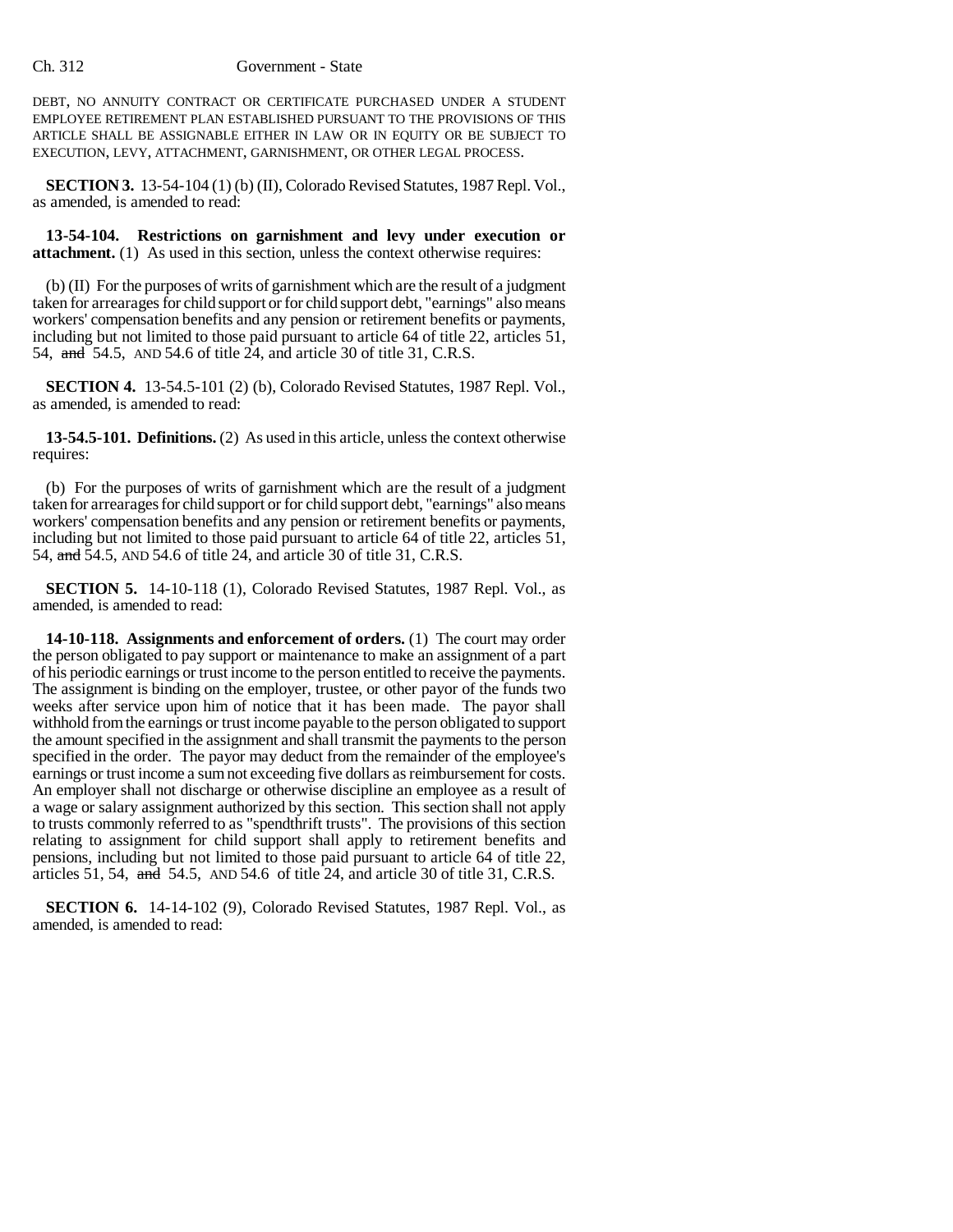DEBT, NO ANNUITY CONTRACT OR CERTIFICATE PURCHASED UNDER A STUDENT EMPLOYEE RETIREMENT PLAN ESTABLISHED PURSUANT TO THE PROVISIONS OF THIS ARTICLE SHALL BE ASSIGNABLE EITHER IN LAW OR IN EQUITY OR BE SUBJECT TO EXECUTION, LEVY, ATTACHMENT, GARNISHMENT, OR OTHER LEGAL PROCESS.

**SECTION 3.** 13-54-104 (1) (b) (II), Colorado Revised Statutes, 1987 Repl. Vol., as amended, is amended to read:

**13-54-104. Restrictions on garnishment and levy under execution or attachment.** (1) As used in this section, unless the context otherwise requires:

(b) (II) For the purposes of writs of garnishment which are the result of a judgment taken for arrearages for child support or for child support debt, "earnings" also means workers' compensation benefits and any pension or retirement benefits or payments, including but not limited to those paid pursuant to article 64 of title 22, articles 51, 54, ~~and~~ 54.5, AND 54.6 of title 24, and article 30 of title 31, C.R.S.

**SECTION 4.** 13-54.5-101 (2) (b), Colorado Revised Statutes, 1987 Repl. Vol., as amended, is amended to read:

**13-54.5-101. Definitions.** (2) As used in this article, unless the context otherwise requires:

(b) For the purposes of writs of garnishment which are the result of a judgment taken for arrearages for child support or for child support debt, "earnings" also means workers' compensation benefits and any pension or retirement benefits or payments, including but not limited to those paid pursuant to article 64 of title 22, articles 51, 54, ~~and~~ 54.5, AND 54.6 of title 24, and article 30 of title 31, C.R.S.

**SECTION 5.** 14-10-118 (1), Colorado Revised Statutes, 1987 Repl. Vol., as amended, is amended to read:

**14-10-118. Assignments and enforcement of orders.** (1) The court may order the person obligated to pay support or maintenance to make an assignment of a part of his periodic earnings or trust income to the person entitled to receive the payments. The assignment is binding on the employer, trustee, or other payor of the funds two weeks after service upon him of notice that it has been made. The payor shall withhold from the earnings or trust income payable to the person obligated to support the amount specified in the assignment and shall transmit the payments to the person specified in the order. The payor may deduct from the remainder of the employee's earnings or trust income a sum not exceeding five dollars as reimbursement for costs. An employer shall not discharge or otherwise discipline an employee as a result of a wage or salary assignment authorized by this section. This section shall not apply to trusts commonly referred to as "spendthrift trusts". The provisions of this section relating to assignment for child support shall apply to retirement benefits and pensions, including but not limited to those paid pursuant to article 64 of title 22, articles 51, 54, ~~and~~ 54.5, AND 54.6 of title 24, and article 30 of title 31, C.R.S.

**SECTION 6.** 14-14-102 (9), Colorado Revised Statutes, 1987 Repl. Vol., as amended, is amended to read: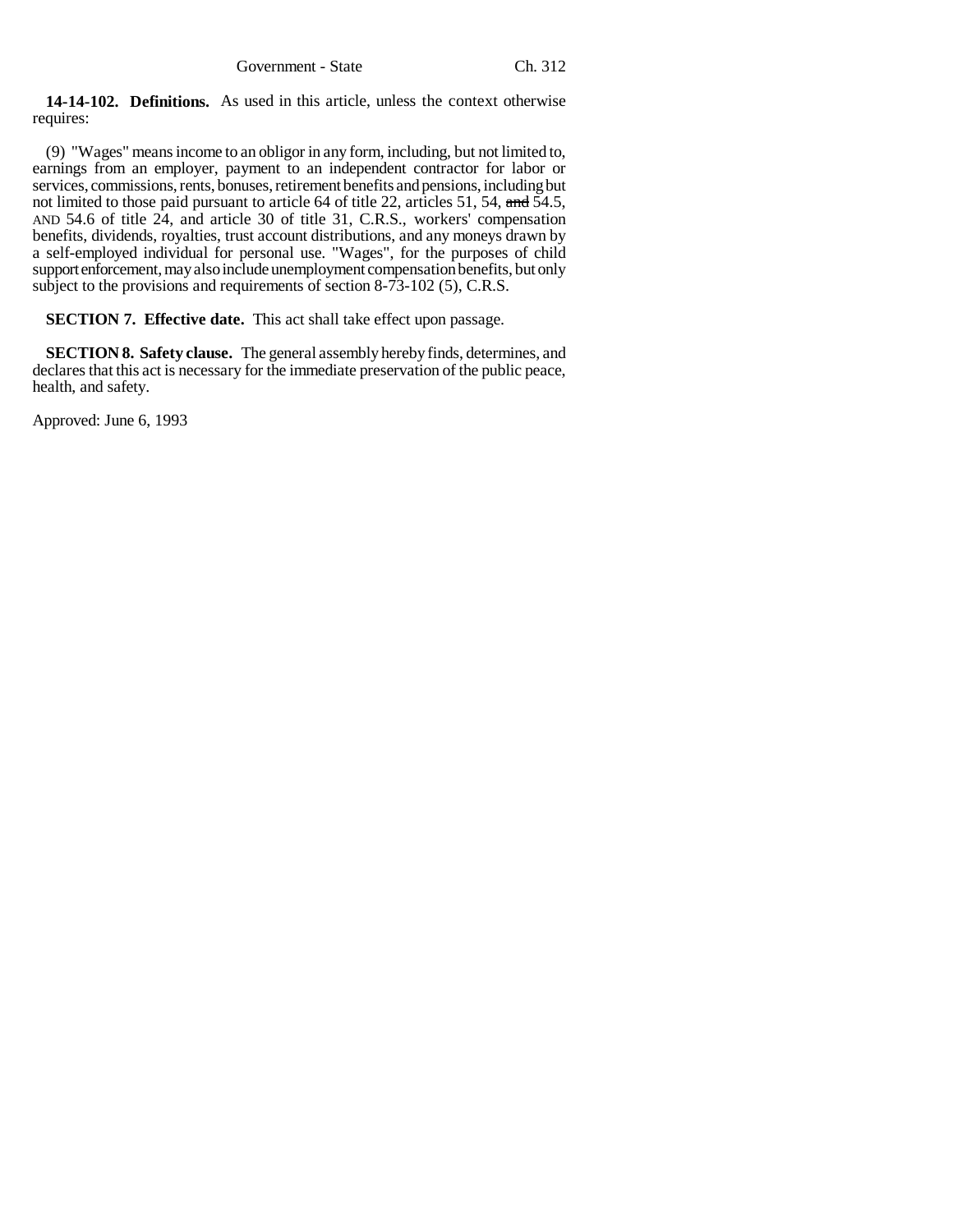**14-14-102. Definitions.** As used in this article, unless the context otherwise requires:

(9) "Wages" means income to an obligor in any form, including, but not limited to, earnings from an employer, payment to an independent contractor for labor or services, commissions, rents, bonuses, retirement benefits and pensions, including but not limited to those paid pursuant to article 64 of title 22, articles 51, 54, ~~and~~ 54.5, AND 54.6 of title 24, and article 30 of title 31, C.R.S., workers' compensation benefits, dividends, royalties, trust account distributions, and any moneys drawn by a self-employed individual for personal use. "Wages", for the purposes of child support enforcement, may also include unemployment compensation benefits, but only subject to the provisions and requirements of section 8-73-102 (5), C.R.S.

**SECTION 7. Effective date.** This act shall take effect upon passage.

**SECTION 8. Safety clause.** The general assembly hereby finds, determines, and declares that this act is necessary for the immediate preservation of the public peace, health, and safety.

Approved: June 6, 1993